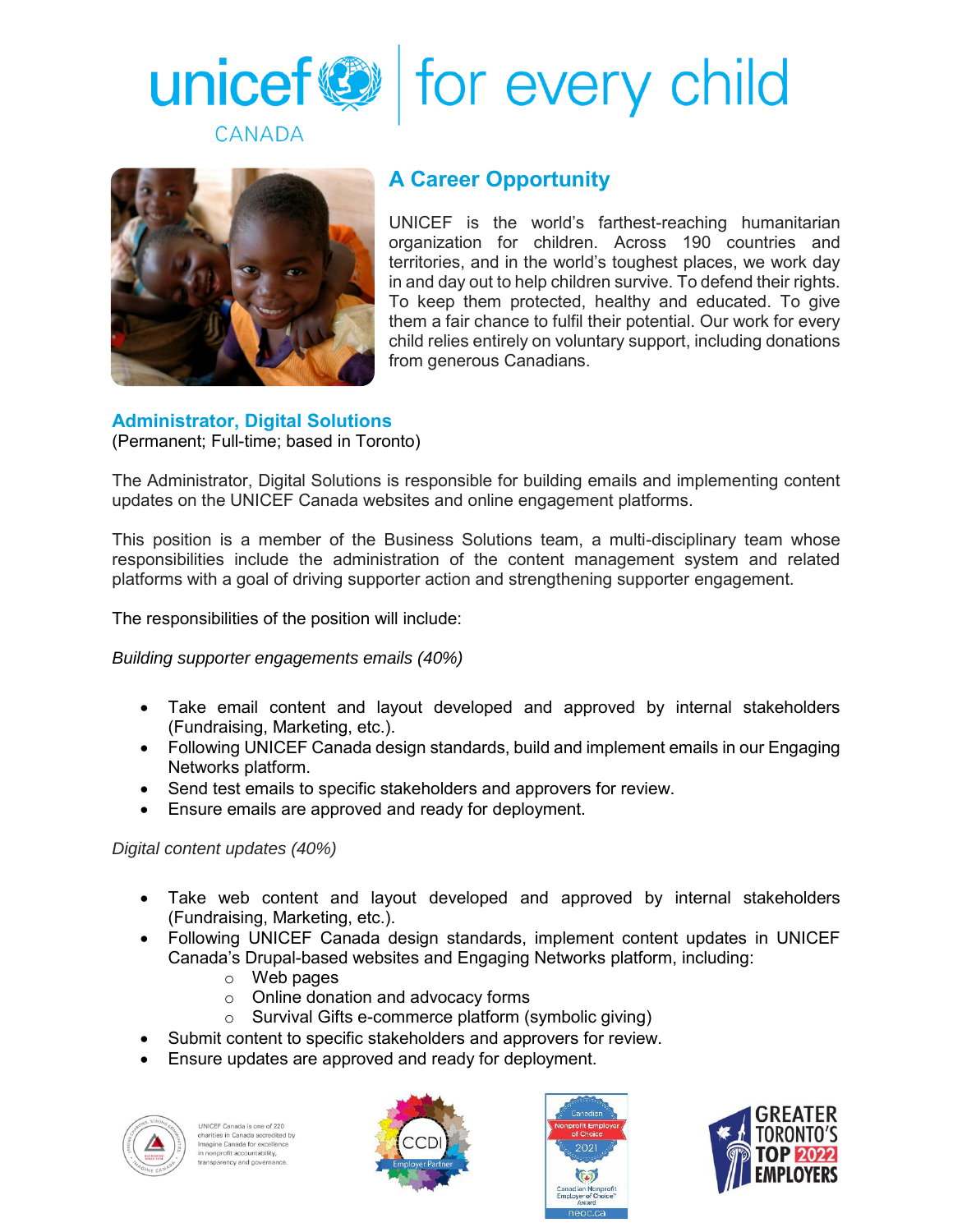# unicef CANADA | for every child

## A Career Opportunity

UNICEF is the world's farthest-reaching humanitarian organization for children. Across 190 countries and territories, and in the world's toughest places, we work day in and day out to help children survive. To defend their rights. To keep them protected, healthy and educated. To give them a fair chance to fulfil their potential. Our work for every child relies entirely on voluntary support, including donations from generous Canadians.

### Administrator, Digital Solutions

(Permanent; Full-time; based in Toronto)

The Administrator, Digital Solutions is responsible for building emails and implementing content updates on the UNICEF Canada websites and online engagement platforms.

This position is a member of the Business Solutions team, a multi-disciplinary team whose responsibilities include the administration of the content management system and related platforms with a goal of driving supporter action and strengthening supporter engagement.

The responsibilities of the position will include:

*Building supporter engagements emails (40%)*

- Take email content and layout developed and approved by internal stakeholders (Fundraising, Marketing, etc.).
- Following UNICEF Canada design standards, build and implement emails in our Engaging Networks platform.
- Send test emails to specific stakeholders and approvers for review.
- Ensure emails are approved and ready for deployment.

*Digital content updates (40%)*

- Take web content and layout developed and approved by internal stakeholders (Fundraising, Marketing, etc.).
- Following UNICEF Canada design standards, implement content updates in UNICEF Canada's Drupal-based websites and Engaging Networks platform, including:
  - Web pages
  - Online donation and advocacy forms
  - Survival Gifts e-commerce platform (symbolic giving)
- Submit content to specific stakeholders and approvers for review.
- Ensure updates are approved and ready for deployment.

UNICEF Canada is one of 220 charities in Canada accredited by Imagine Canada for excellence in nonprofit accountability, transparency and governance.

CCDI Employer Partner

Canadian Nonprofit Employer of Choice 2021 — Canadian Nonprofit Employer of Choice™ Award — neoc.ca

Greater Toronto's Top 2022 Employers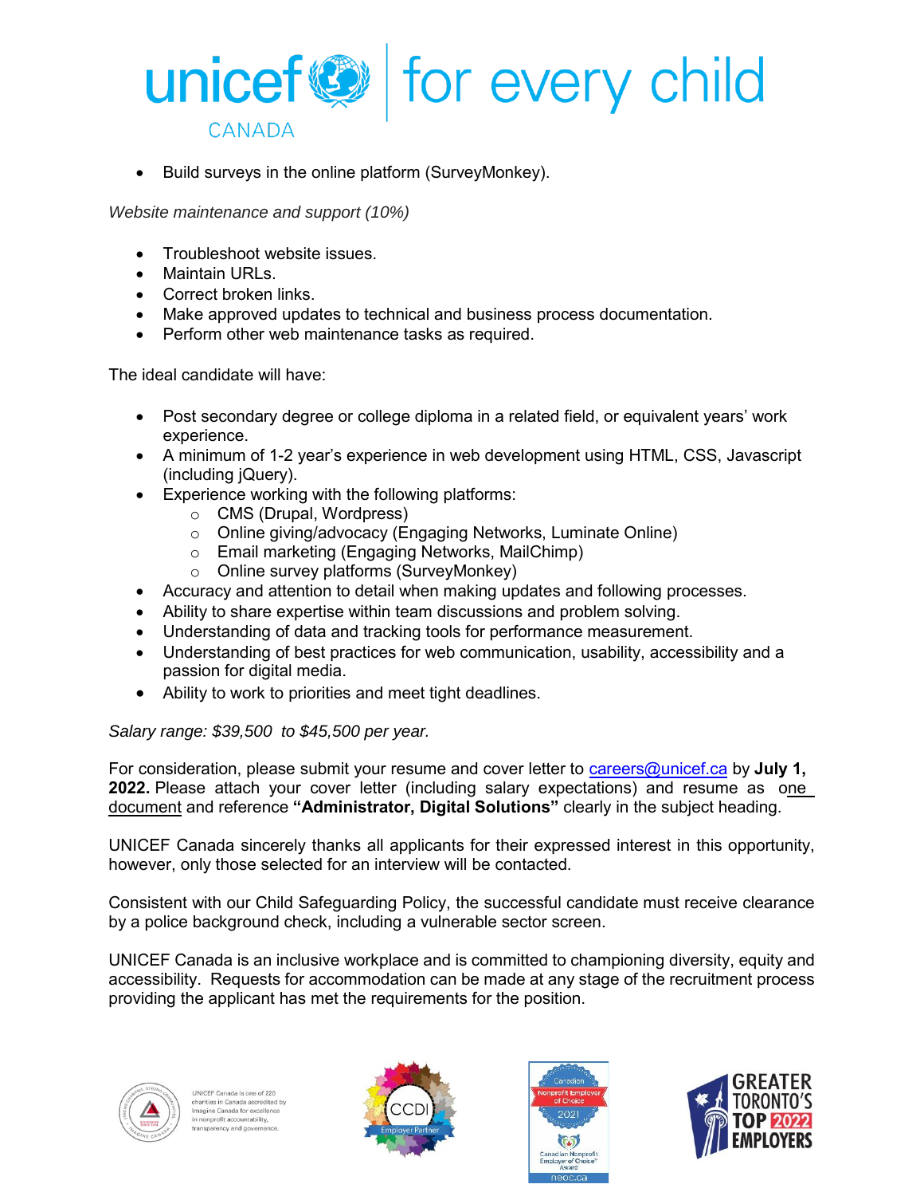- Build surveys in the online platform (SurveyMonkey).

*Website maintenance and support (10%)*

- Troubleshoot website issues.
- Maintain URLs.
- Correct broken links.
- Make approved updates to technical and business process documentation.
- Perform other web maintenance tasks as required.

The ideal candidate will have:

- Post secondary degree or college diploma in a related field, or equivalent years' work experience.
- A minimum of 1-2 year's experience in web development using HTML, CSS, Javascript (including jQuery).
- Experience working with the following platforms:
  - CMS (Drupal, Wordpress)
  - Online giving/advocacy (Engaging Networks, Luminate Online)
  - Email marketing (Engaging Networks, MailChimp)
  - Online survey platforms (SurveyMonkey)
- Accuracy and attention to detail when making updates and following processes.
- Ability to share expertise within team discussions and problem solving.
- Understanding of data and tracking tools for performance measurement.
- Understanding of best practices for web communication, usability, accessibility and a passion for digital media.
- Ability to work to priorities and meet tight deadlines.

*Salary range: $39,500 to $45,500 per year.*

For consideration, please submit your resume and cover letter to careers@unicef.ca by **July 1, 2022.** Please attach your cover letter (including salary expectations) and resume as one document and reference **"Administrator, Digital Solutions"** clearly in the subject heading.

UNICEF Canada sincerely thanks all applicants for their expressed interest in this opportunity, however, only those selected for an interview will be contacted.

Consistent with our Child Safeguarding Policy, the successful candidate must receive clearance by a police background check, including a vulnerable sector screen.

UNICEF Canada is an inclusive workplace and is committed to championing diversity, equity and accessibility. Requests for accommodation can be made at any stage of the recruitment process providing the applicant has met the requirements for the position.

UNICEF Canada is one of 220 charities in Canada accredited by Imagine Canada for excellence in nonprofit accountability, transparency and governance.